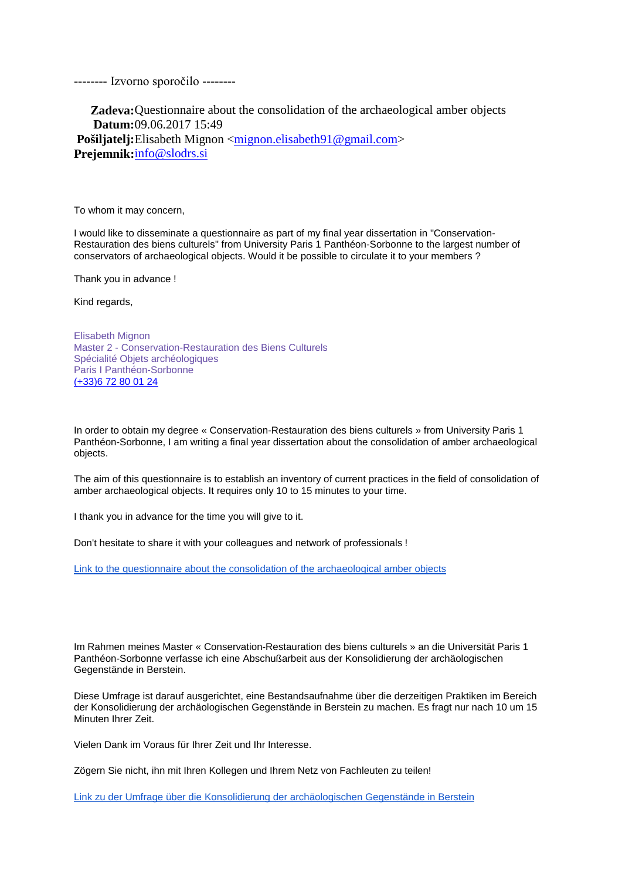-------- Izvorno sporočilo --------

**Zadeva:** Questionnaire about the consolidation of the archaeological amber objects
**Datum:** 09.06.2017 15:49
**Pošiljatelj:** Elisabeth Mignon <mignon.elisabeth91@gmail.com>
**Prejemnik:** info@slodrs.si

To whom it may concern,

I would like to disseminate a questionnaire as part of my final year dissertation in "Conservation-Restauration des biens culturels" from University Paris 1 Panthéon-Sorbonne to the largest number of conservators of archaeological objects. Would it be possible to circulate it to your members ?

Thank you in advance !

Kind regards,

Elisabeth Mignon
Master 2 - Conservation-Restauration des Biens Culturels
Spécialité Objets archéologiques
Paris I Panthéon-Sorbonne
(+33)6 72 80 01 24

In order to obtain my degree « Conservation-Restauration des biens culturels » from University Paris 1 Panthéon-Sorbonne, I am writing a final year dissertation about the consolidation of amber archaeological objects.

The aim of this questionnaire is to establish an inventory of current practices in the field of consolidation of amber archaeological objects. It requires only 10 to 15 minutes to your time.

I thank you in advance for the time you will give to it.

Don't hesitate to share it with your colleagues and network of professionals !

Link to the questionnaire about the consolidation of the archaeological amber objects

Im Rahmen meines Master « Conservation-Restauration des biens culturels » an die Universität Paris 1 Panthéon-Sorbonne verfasse ich eine Abschußarbeit aus der Konsolidierung der archäologischen Gegenstände in Berstein.

Diese Umfrage ist darauf ausgerichtet, eine Bestandsaufnahme über die derzeitigen Praktiken im Bereich der Konsolidierung der archäologischen Gegenstände in Berstein zu machen. Es fragt nur nach 10 um 15 Minuten Ihrer Zeit.

Vielen Dank im Voraus für Ihrer Zeit und Ihr Interesse.

Zögern Sie nicht, ihn mit Ihren Kollegen und Ihrem Netz von Fachleuten zu teilen!

Link zu der Umfrage über die Konsolidierung der archäologischen Gegenstände in Berstein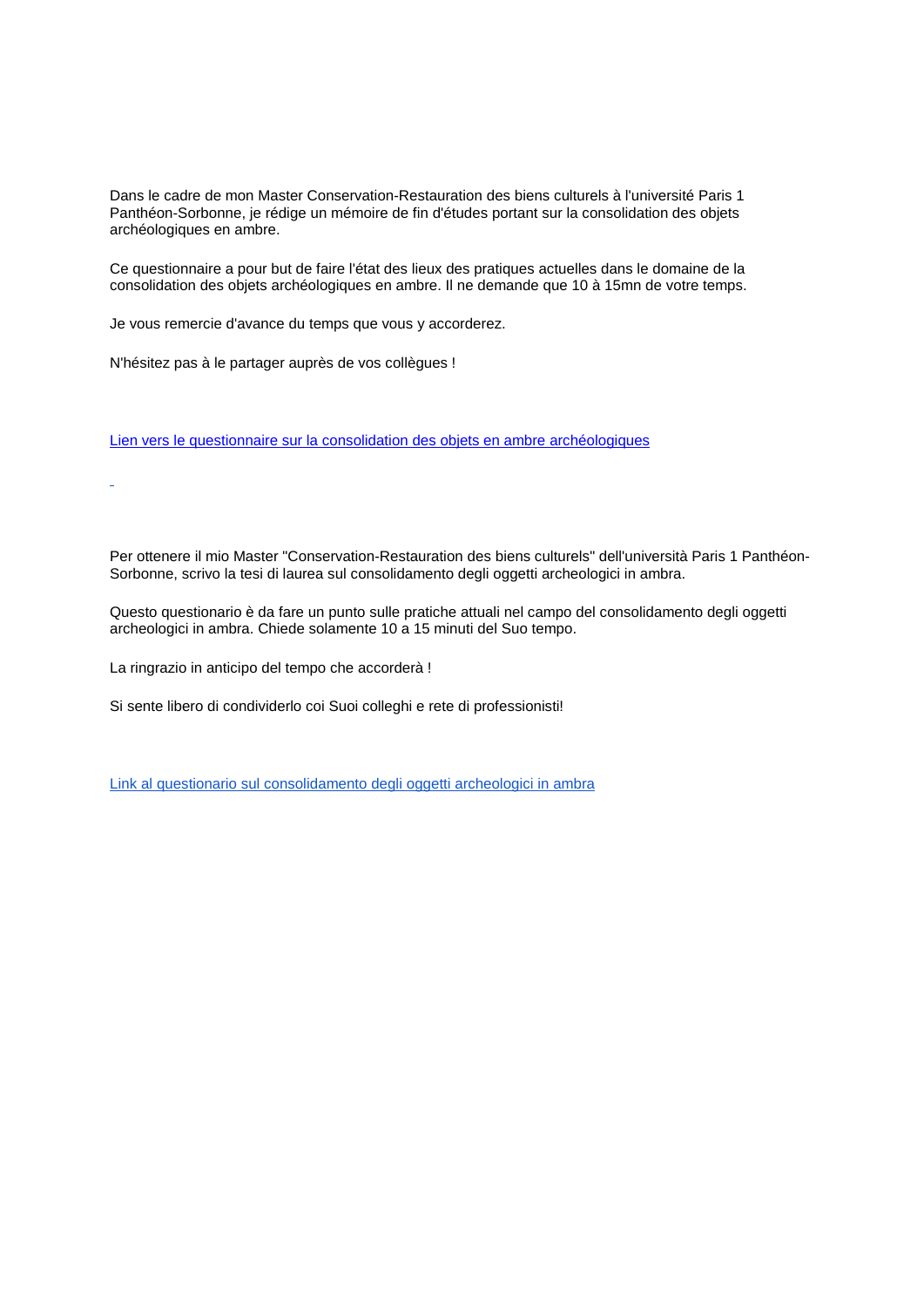Dans le cadre de mon Master Conservation-Restauration des biens culturels à l'université Paris 1 Panthéon-Sorbonne, je rédige un mémoire de fin d'études portant sur la consolidation des objets archéologiques en ambre.

Ce questionnaire a pour but de faire l'état des lieux des pratiques actuelles dans le domaine de la consolidation des objets archéologiques en ambre. Il ne demande que 10 à 15mn de votre temps.

Je vous remercie d'avance du temps que vous y accorderez.

N'hésitez pas à le partager auprès de vos collègues !

Lien vers le questionnaire sur la consolidation des objets en ambre archéologiques

Per ottenere il mio Master "Conservation-Restauration des biens culturels" dell'università Paris 1 Panthéon-Sorbonne, scrivo la tesi di laurea sul consolidamento degli oggetti archeologici in ambra.

Questo questionario è da fare un punto sulle pratiche attuali nel campo del consolidamento degli oggetti archeologici in ambra. Chiede solamente 10 a 15 minuti del Suo tempo.

La ringrazio in anticipo del tempo che accorderà !

Si sente libero di condividerlo coi Suoi colleghi e rete di professionisti!

Link al questionario sul consolidamento degli oggetti archeologici in ambra